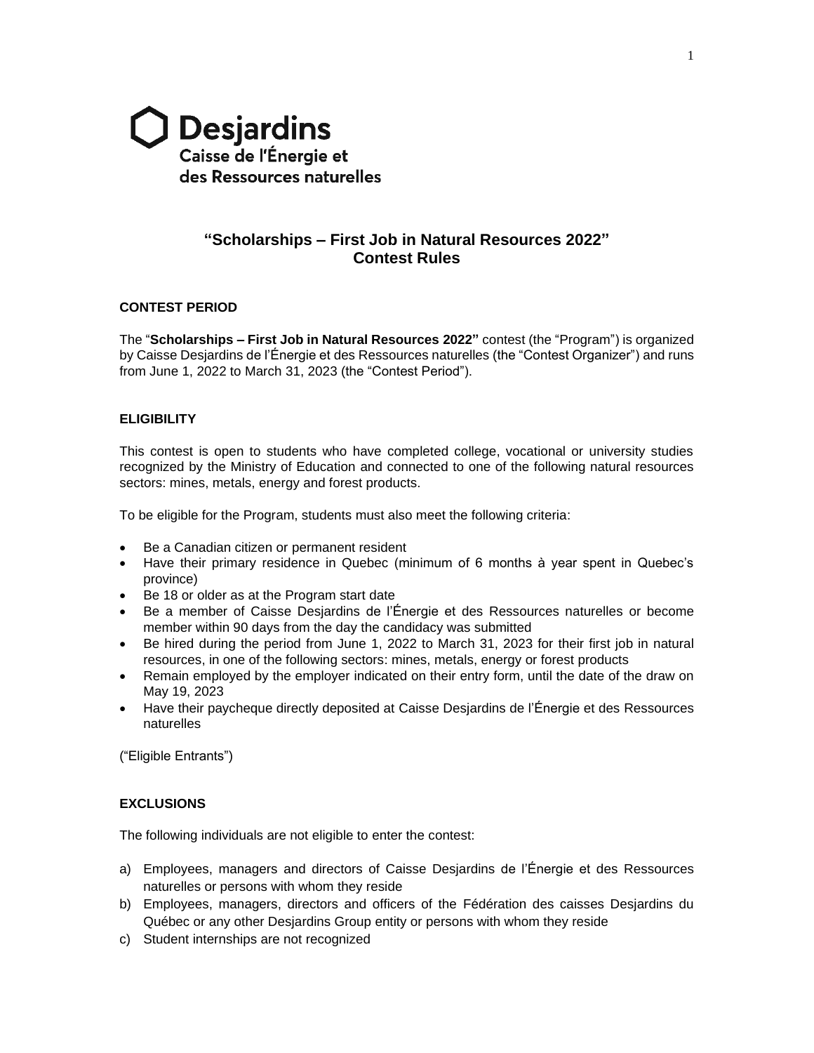Desjardins
Caisse de l'Énergie et
des Ressources naturelles

# "Scholarships – First Job in Natural Resources 2022" Contest Rules

## CONTEST PERIOD

The "**Scholarships – First Job in Natural Resources 2022"** contest (the "Program") is organized by Caisse Desjardins de l'Énergie et des Ressources naturelles (the "Contest Organizer") and runs from June 1, 2022 to March 31, 2023 (the "Contest Period").

## ELIGIBILITY

This contest is open to students who have completed college, vocational or university studies recognized by the Ministry of Education and connected to one of the following natural resources sectors: mines, metals, energy and forest products.

To be eligible for the Program, students must also meet the following criteria:

- Be a Canadian citizen or permanent resident
- Have their primary residence in Quebec (minimum of 6 months à year spent in Quebec's province)
- Be 18 or older as at the Program start date
- Be a member of Caisse Desjardins de l'Énergie et des Ressources naturelles or become member within 90 days from the day the candidacy was submitted
- Be hired during the period from June 1, 2022 to March 31, 2023 for their first job in natural resources, in one of the following sectors: mines, metals, energy or forest products
- Remain employed by the employer indicated on their entry form, until the date of the draw on May 19, 2023
- Have their paycheque directly deposited at Caisse Desjardins de l'Énergie et des Ressources naturelles

("Eligible Entrants")

## EXCLUSIONS

The following individuals are not eligible to enter the contest:

a) Employees, managers and directors of Caisse Desjardins de l'Énergie et des Ressources naturelles or persons with whom they reside
b) Employees, managers, directors and officers of the Fédération des caisses Desjardins du Québec or any other Desjardins Group entity or persons with whom they reside
c) Student internships are not recognized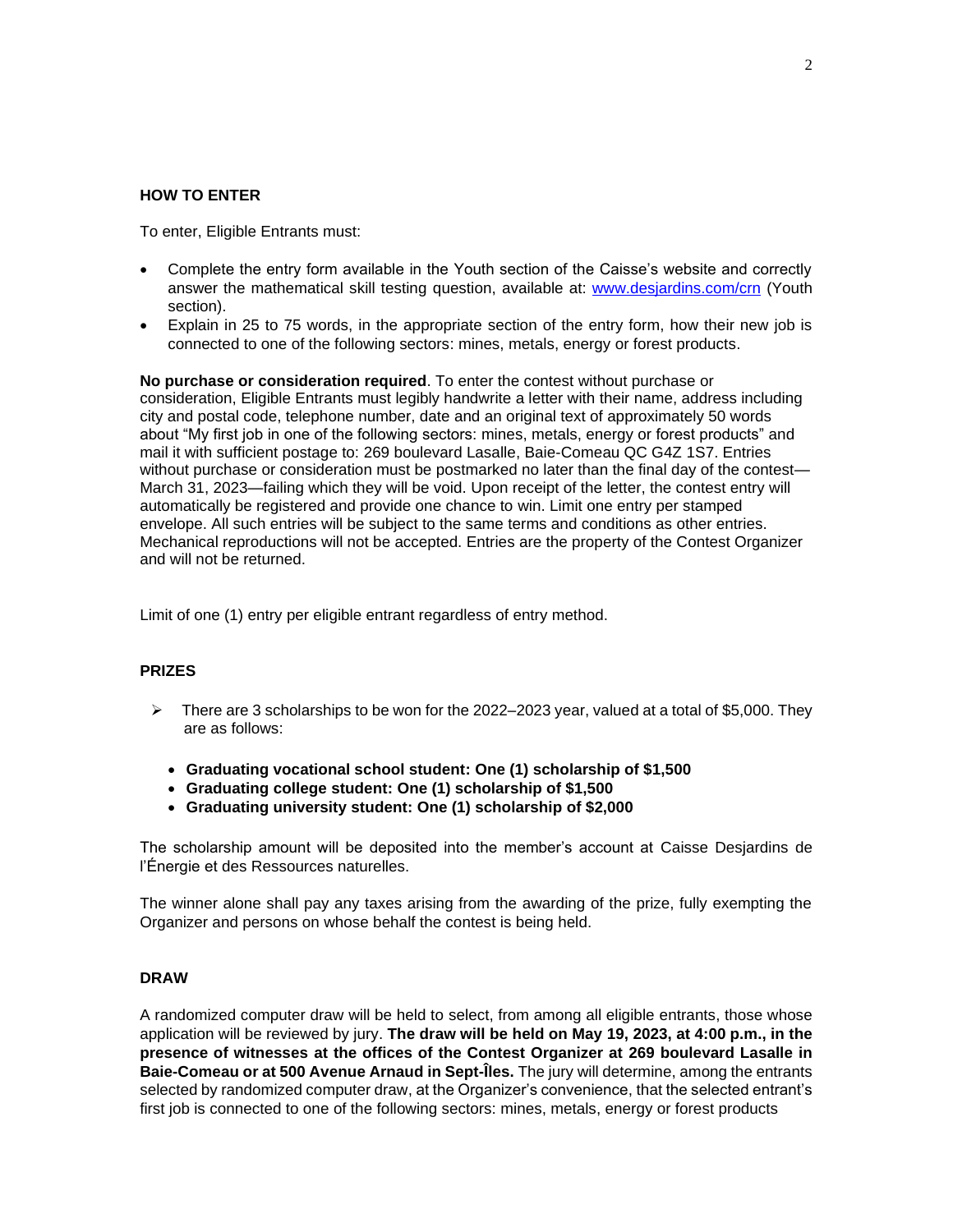### HOW TO ENTER

To enter, Eligible Entrants must:

- Complete the entry form available in the Youth section of the Caisse's website and correctly answer the mathematical skill testing question, available at: www.desjardins.com/crn (Youth section).
- Explain in 25 to 75 words, in the appropriate section of the entry form, how their new job is connected to one of the following sectors: mines, metals, energy or forest products.

**No purchase or consideration required**. To enter the contest without purchase or consideration, Eligible Entrants must legibly handwrite a letter with their name, address including city and postal code, telephone number, date and an original text of approximately 50 words about "My first job in one of the following sectors: mines, metals, energy or forest products" and mail it with sufficient postage to: 269 boulevard Lasalle, Baie-Comeau QC G4Z 1S7. Entries without purchase or consideration must be postmarked no later than the final day of the contest—March 31, 2023—failing which they will be void. Upon receipt of the letter, the contest entry will automatically be registered and provide one chance to win. Limit one entry per stamped envelope. All such entries will be subject to the same terms and conditions as other entries. Mechanical reproductions will not be accepted. Entries are the property of the Contest Organizer and will not be returned.

Limit of one (1) entry per eligible entrant regardless of entry method.

### PRIZES

- There are 3 scholarships to be won for the 2022–2023 year, valued at a total of $5,000. They are as follows:

  - **Graduating vocational school student: One (1) scholarship of $1,500**
  - **Graduating college student: One (1) scholarship of $1,500**
  - **Graduating university student: One (1) scholarship of $2,000**

The scholarship amount will be deposited into the member's account at Caisse Desjardins de l'Énergie et des Ressources naturelles.

The winner alone shall pay any taxes arising from the awarding of the prize, fully exempting the Organizer and persons on whose behalf the contest is being held.

### DRAW

A randomized computer draw will be held to select, from among all eligible entrants, those whose application will be reviewed by jury. **The draw will be held on May 19, 2023, at 4:00 p.m., in the presence of witnesses at the offices of the Contest Organizer at 269 boulevard Lasalle in Baie-Comeau or at 500 Avenue Arnaud in Sept-Îles.** The jury will determine, among the entrants selected by randomized computer draw, at the Organizer's convenience, that the selected entrant's first job is connected to one of the following sectors: mines, metals, energy or forest products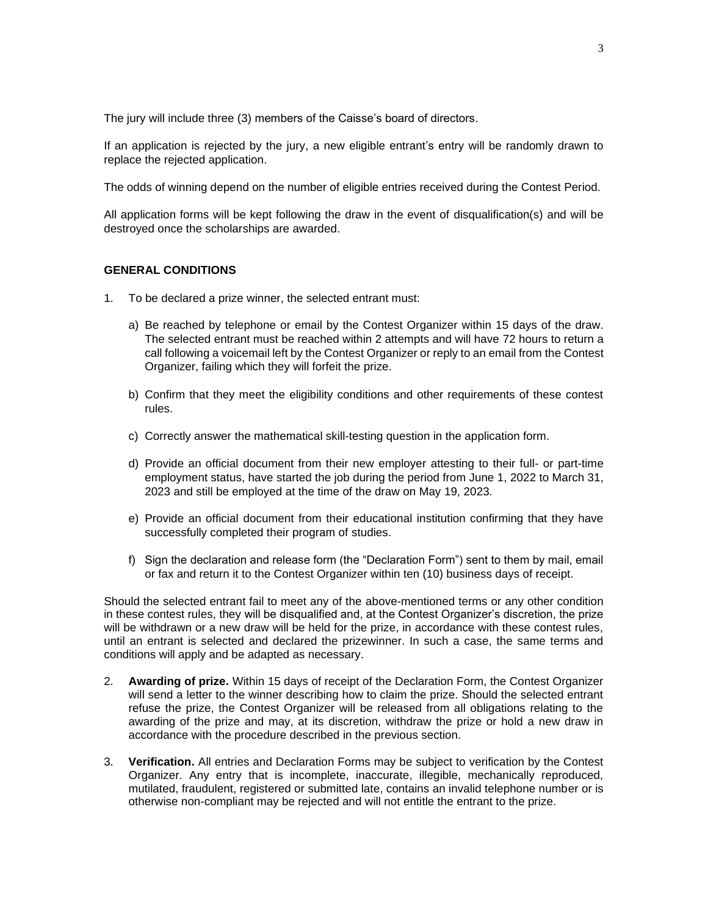The jury will include three (3) members of the Caisse's board of directors.

If an application is rejected by the jury, a new eligible entrant's entry will be randomly drawn to replace the rejected application.

The odds of winning depend on the number of eligible entries received during the Contest Period.

All application forms will be kept following the draw in the event of disqualification(s) and will be destroyed once the scholarships are awarded.

## GENERAL CONDITIONS

1. To be declared a prize winner, the selected entrant must:

   a) Be reached by telephone or email by the Contest Organizer within 15 days of the draw. The selected entrant must be reached within 2 attempts and will have 72 hours to return a call following a voicemail left by the Contest Organizer or reply to an email from the Contest Organizer, failing which they will forfeit the prize.

   b) Confirm that they meet the eligibility conditions and other requirements of these contest rules.

   c) Correctly answer the mathematical skill-testing question in the application form.

   d) Provide an official document from their new employer attesting to their full- or part-time employment status, have started the job during the period from June 1, 2022 to March 31, 2023 and still be employed at the time of the draw on May 19, 2023.

   e) Provide an official document from their educational institution confirming that they have successfully completed their program of studies.

   f) Sign the declaration and release form (the "Declaration Form") sent to them by mail, email or fax and return it to the Contest Organizer within ten (10) business days of receipt.

Should the selected entrant fail to meet any of the above-mentioned terms or any other condition in these contest rules, they will be disqualified and, at the Contest Organizer's discretion, the prize will be withdrawn or a new draw will be held for the prize, in accordance with these contest rules, until an entrant is selected and declared the prizewinner. In such a case, the same terms and conditions will apply and be adapted as necessary.

2. **Awarding of prize.** Within 15 days of receipt of the Declaration Form, the Contest Organizer will send a letter to the winner describing how to claim the prize. Should the selected entrant refuse the prize, the Contest Organizer will be released from all obligations relating to the awarding of the prize and may, at its discretion, withdraw the prize or hold a new draw in accordance with the procedure described in the previous section.

3. **Verification.** All entries and Declaration Forms may be subject to verification by the Contest Organizer. Any entry that is incomplete, inaccurate, illegible, mechanically reproduced, mutilated, fraudulent, registered or submitted late, contains an invalid telephone number or is otherwise non-compliant may be rejected and will not entitle the entrant to the prize.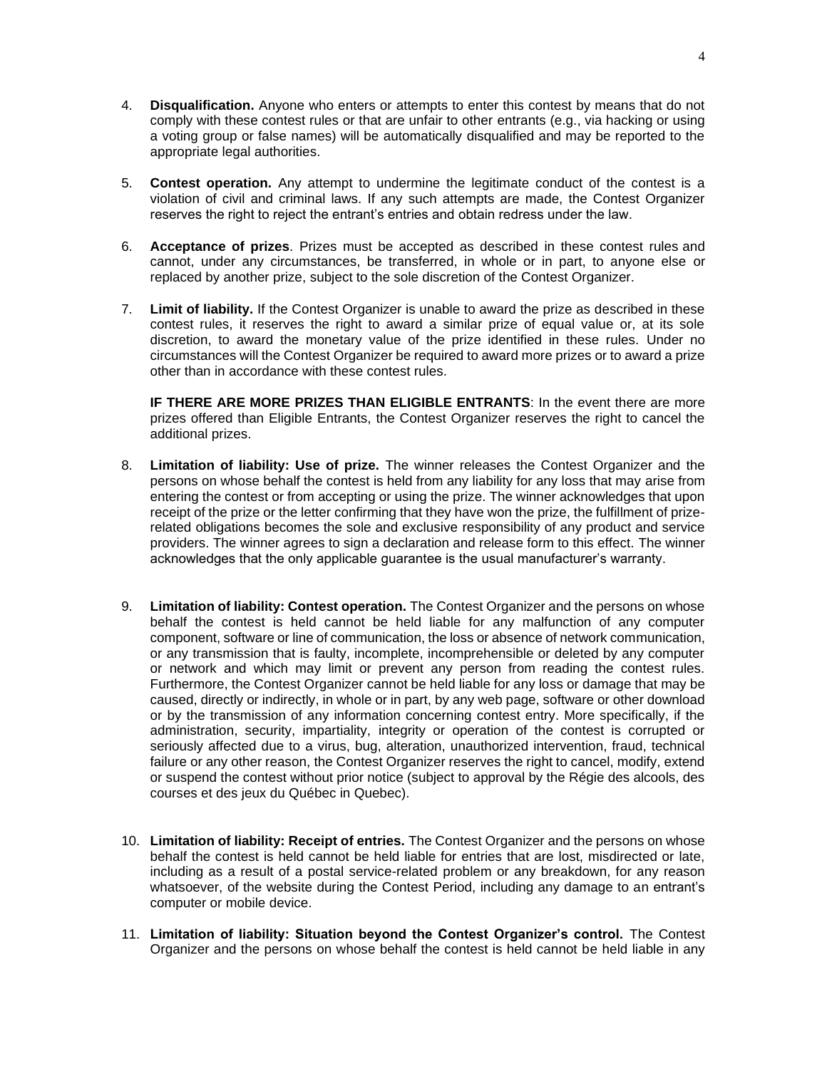4. **Disqualification.** Anyone who enters or attempts to enter this contest by means that do not comply with these contest rules or that are unfair to other entrants (e.g., via hacking or using a voting group or false names) will be automatically disqualified and may be reported to the appropriate legal authorities.

5. **Contest operation.** Any attempt to undermine the legitimate conduct of the contest is a violation of civil and criminal laws. If any such attempts are made, the Contest Organizer reserves the right to reject the entrant's entries and obtain redress under the law.

6. **Acceptance of prizes**. Prizes must be accepted as described in these contest rules and cannot, under any circumstances, be transferred, in whole or in part, to anyone else or replaced by another prize, subject to the sole discretion of the Contest Organizer.

7. **Limit of liability.** If the Contest Organizer is unable to award the prize as described in these contest rules, it reserves the right to award a similar prize of equal value or, at its sole discretion, to award the monetary value of the prize identified in these rules. Under no circumstances will the Contest Organizer be required to award more prizes or to award a prize other than in accordance with these contest rules.

   **IF THERE ARE MORE PRIZES THAN ELIGIBLE ENTRANTS**: In the event there are more prizes offered than Eligible Entrants, the Contest Organizer reserves the right to cancel the additional prizes.

8. **Limitation of liability: Use of prize.** The winner releases the Contest Organizer and the persons on whose behalf the contest is held from any liability for any loss that may arise from entering the contest or from accepting or using the prize. The winner acknowledges that upon receipt of the prize or the letter confirming that they have won the prize, the fulfillment of prize-related obligations becomes the sole and exclusive responsibility of any product and service providers. The winner agrees to sign a declaration and release form to this effect. The winner acknowledges that the only applicable guarantee is the usual manufacturer's warranty.

9. **Limitation of liability: Contest operation.** The Contest Organizer and the persons on whose behalf the contest is held cannot be held liable for any malfunction of any computer component, software or line of communication, the loss or absence of network communication, or any transmission that is faulty, incomplete, incomprehensible or deleted by any computer or network and which may limit or prevent any person from reading the contest rules. Furthermore, the Contest Organizer cannot be held liable for any loss or damage that may be caused, directly or indirectly, in whole or in part, by any web page, software or other download or by the transmission of any information concerning contest entry. More specifically, if the administration, security, impartiality, integrity or operation of the contest is corrupted or seriously affected due to a virus, bug, alteration, unauthorized intervention, fraud, technical failure or any other reason, the Contest Organizer reserves the right to cancel, modify, extend or suspend the contest without prior notice (subject to approval by the Régie des alcools, des courses et des jeux du Québec in Quebec).

10. **Limitation of liability: Receipt of entries.** The Contest Organizer and the persons on whose behalf the contest is held cannot be held liable for entries that are lost, misdirected or late, including as a result of a postal service-related problem or any breakdown, for any reason whatsoever, of the website during the Contest Period, including any damage to an entrant's computer or mobile device.

11. **Limitation of liability: Situation beyond the Contest Organizer's control.** The Contest Organizer and the persons on whose behalf the contest is held cannot be held liable in any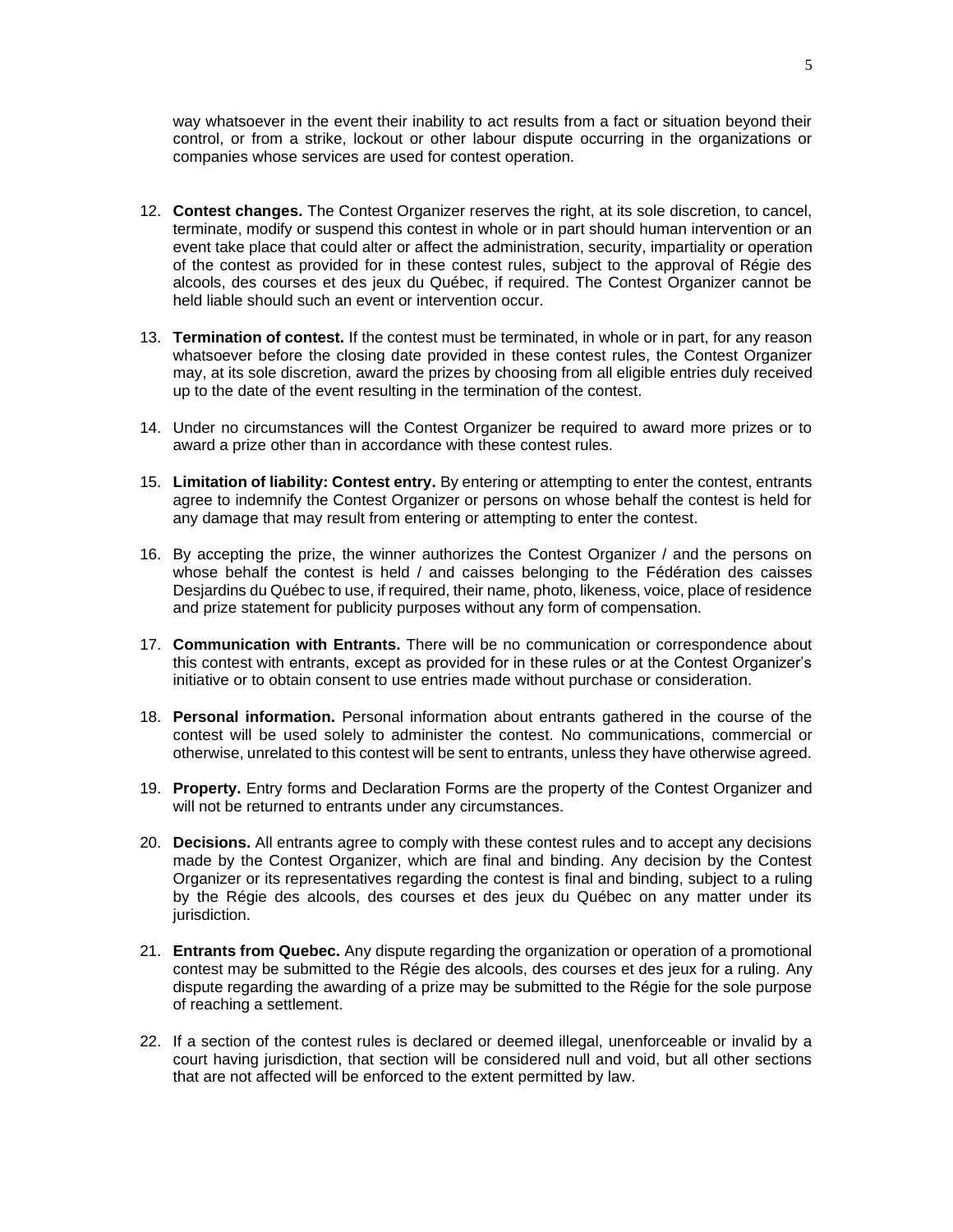way whatsoever in the event their inability to act results from a fact or situation beyond their control, or from a strike, lockout or other labour dispute occurring in the organizations or companies whose services are used for contest operation.

12. **Contest changes.** The Contest Organizer reserves the right, at its sole discretion, to cancel, terminate, modify or suspend this contest in whole or in part should human intervention or an event take place that could alter or affect the administration, security, impartiality or operation of the contest as provided for in these contest rules, subject to the approval of Régie des alcools, des courses et des jeux du Québec, if required. The Contest Organizer cannot be held liable should such an event or intervention occur.

13. **Termination of contest.** If the contest must be terminated, in whole or in part, for any reason whatsoever before the closing date provided in these contest rules, the Contest Organizer may, at its sole discretion, award the prizes by choosing from all eligible entries duly received up to the date of the event resulting in the termination of the contest.

14. Under no circumstances will the Contest Organizer be required to award more prizes or to award a prize other than in accordance with these contest rules.

15. **Limitation of liability: Contest entry.** By entering or attempting to enter the contest, entrants agree to indemnify the Contest Organizer or persons on whose behalf the contest is held for any damage that may result from entering or attempting to enter the contest.

16. By accepting the prize, the winner authorizes the Contest Organizer / and the persons on whose behalf the contest is held / and caisses belonging to the Fédération des caisses Desjardins du Québec to use, if required, their name, photo, likeness, voice, place of residence and prize statement for publicity purposes without any form of compensation.

17. **Communication with Entrants.** There will be no communication or correspondence about this contest with entrants, except as provided for in these rules or at the Contest Organizer's initiative or to obtain consent to use entries made without purchase or consideration.

18. **Personal information.** Personal information about entrants gathered in the course of the contest will be used solely to administer the contest. No communications, commercial or otherwise, unrelated to this contest will be sent to entrants, unless they have otherwise agreed.

19. **Property.** Entry forms and Declaration Forms are the property of the Contest Organizer and will not be returned to entrants under any circumstances.

20. **Decisions.** All entrants agree to comply with these contest rules and to accept any decisions made by the Contest Organizer, which are final and binding. Any decision by the Contest Organizer or its representatives regarding the contest is final and binding, subject to a ruling by the Régie des alcools, des courses et des jeux du Québec on any matter under its jurisdiction.

21. **Entrants from Quebec.** Any dispute regarding the organization or operation of a promotional contest may be submitted to the Régie des alcools, des courses et des jeux for a ruling. Any dispute regarding the awarding of a prize may be submitted to the Régie for the sole purpose of reaching a settlement.

22. If a section of the contest rules is declared or deemed illegal, unenforceable or invalid by a court having jurisdiction, that section will be considered null and void, but all other sections that are not affected will be enforced to the extent permitted by law.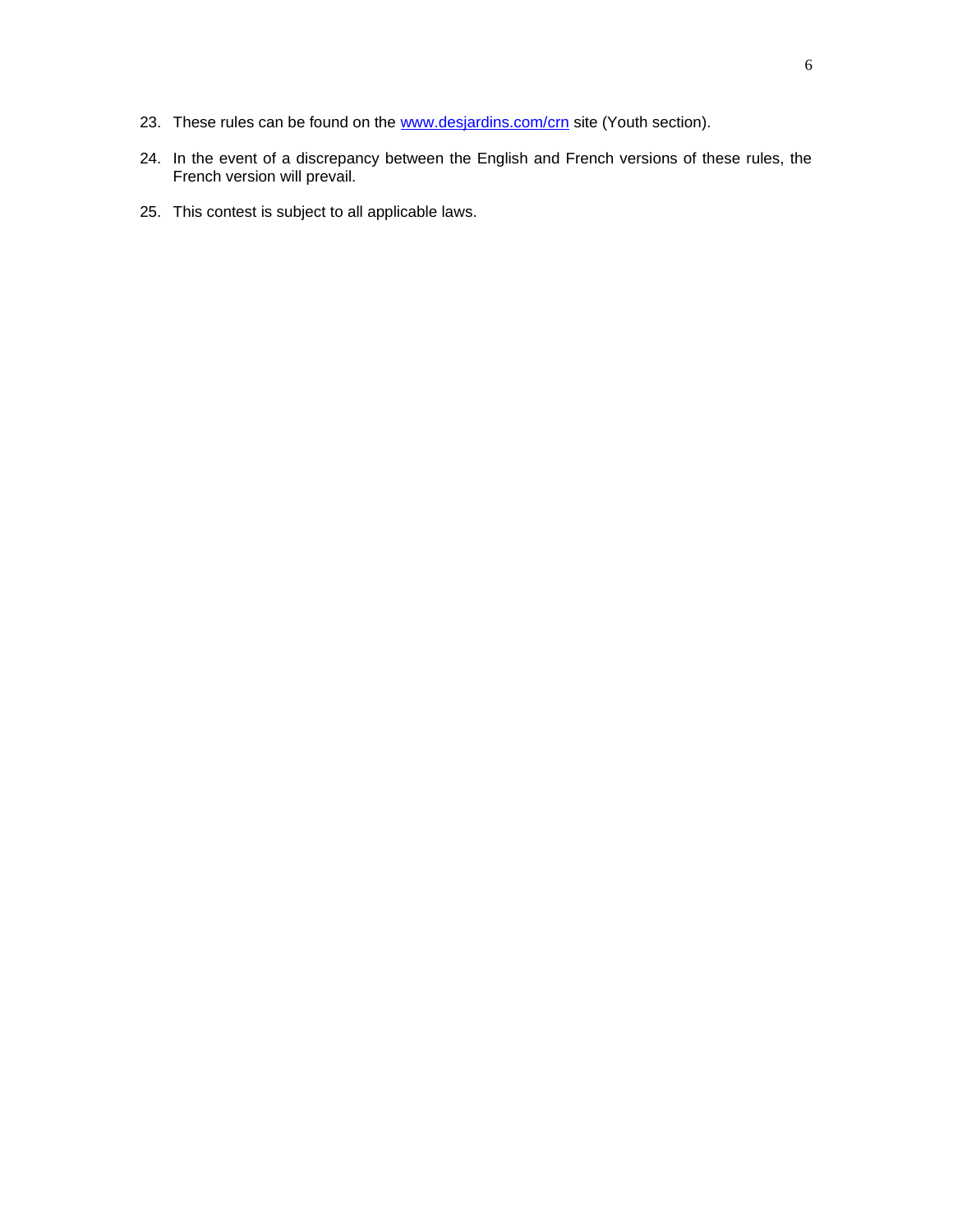23. These rules can be found on the [www.desjardins.com/crn](http://www.desjardins.com/crn) site (Youth section).

24. In the event of a discrepancy between the English and French versions of these rules, the French version will prevail.

25. This contest is subject to all applicable laws.